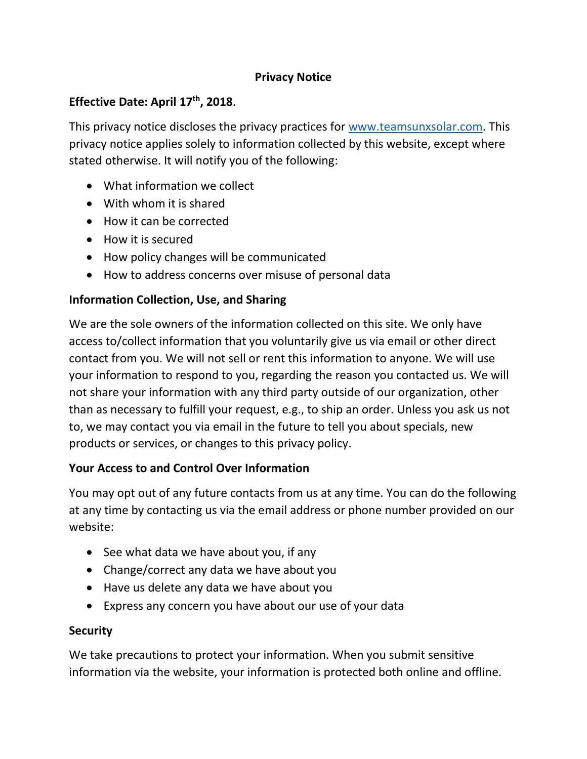# Privacy Notice

**Effective Date: April 17th, 2018**.

This privacy notice discloses the privacy practices for [www.teamsunxsolar.com](www.teamsunxsolar.com). This privacy notice applies solely to information collected by this website, except where stated otherwise. It will notify you of the following:

- What information we collect
- With whom it is shared
- How it can be corrected
- How it is secured
- How policy changes will be communicated
- How to address concerns over misuse of personal data

## Information Collection, Use, and Sharing

We are the sole owners of the information collected on this site. We only have access to/collect information that you voluntarily give us via email or other direct contact from you. We will not sell or rent this information to anyone. We will use your information to respond to you, regarding the reason you contacted us. We will not share your information with any third party outside of our organization, other than as necessary to fulfill your request, e.g., to ship an order. Unless you ask us not to, we may contact you via email in the future to tell you about specials, new products or services, or changes to this privacy policy.

## Your Access to and Control Over Information

You may opt out of any future contacts from us at any time. You can do the following at any time by contacting us via the email address or phone number provided on our website:

- See what data we have about you, if any
- Change/correct any data we have about you
- Have us delete any data we have about you
- Express any concern you have about our use of your data

## Security

We take precautions to protect your information. When you submit sensitive information via the website, your information is protected both online and offline.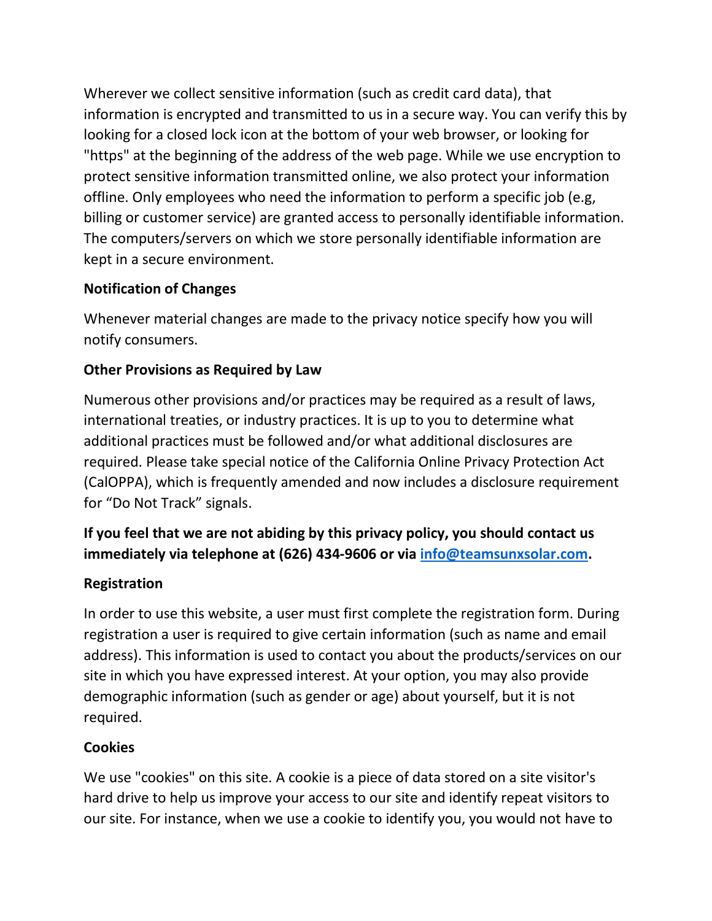Wherever we collect sensitive information (such as credit card data), that information is encrypted and transmitted to us in a secure way. You can verify this by looking for a closed lock icon at the bottom of your web browser, or looking for "https" at the beginning of the address of the web page. While we use encryption to protect sensitive information transmitted online, we also protect your information offline. Only employees who need the information to perform a specific job (e.g, billing or customer service) are granted access to personally identifiable information. The computers/servers on which we store personally identifiable information are kept in a secure environment.

**Notification of Changes**

Whenever material changes are made to the privacy notice specify how you will notify consumers.

**Other Provisions as Required by Law**

Numerous other provisions and/or practices may be required as a result of laws, international treaties, or industry practices. It is up to you to determine what additional practices must be followed and/or what additional disclosures are required. Please take special notice of the California Online Privacy Protection Act (CalOPPA), which is frequently amended and now includes a disclosure requirement for “Do Not Track” signals.

**If you feel that we are not abiding by this privacy policy, you should contact us immediately via telephone at (626) 434-9606 or via [info@teamsunxsolar.com](mailto:info@teamsunxsolar.com).**

**Registration**

In order to use this website, a user must first complete the registration form. During registration a user is required to give certain information (such as name and email address). This information is used to contact you about the products/services on our site in which you have expressed interest. At your option, you may also provide demographic information (such as gender or age) about yourself, but it is not required.

**Cookies**

We use "cookies" on this site. A cookie is a piece of data stored on a site visitor's hard drive to help us improve your access to our site and identify repeat visitors to our site. For instance, when we use a cookie to identify you, you would not have to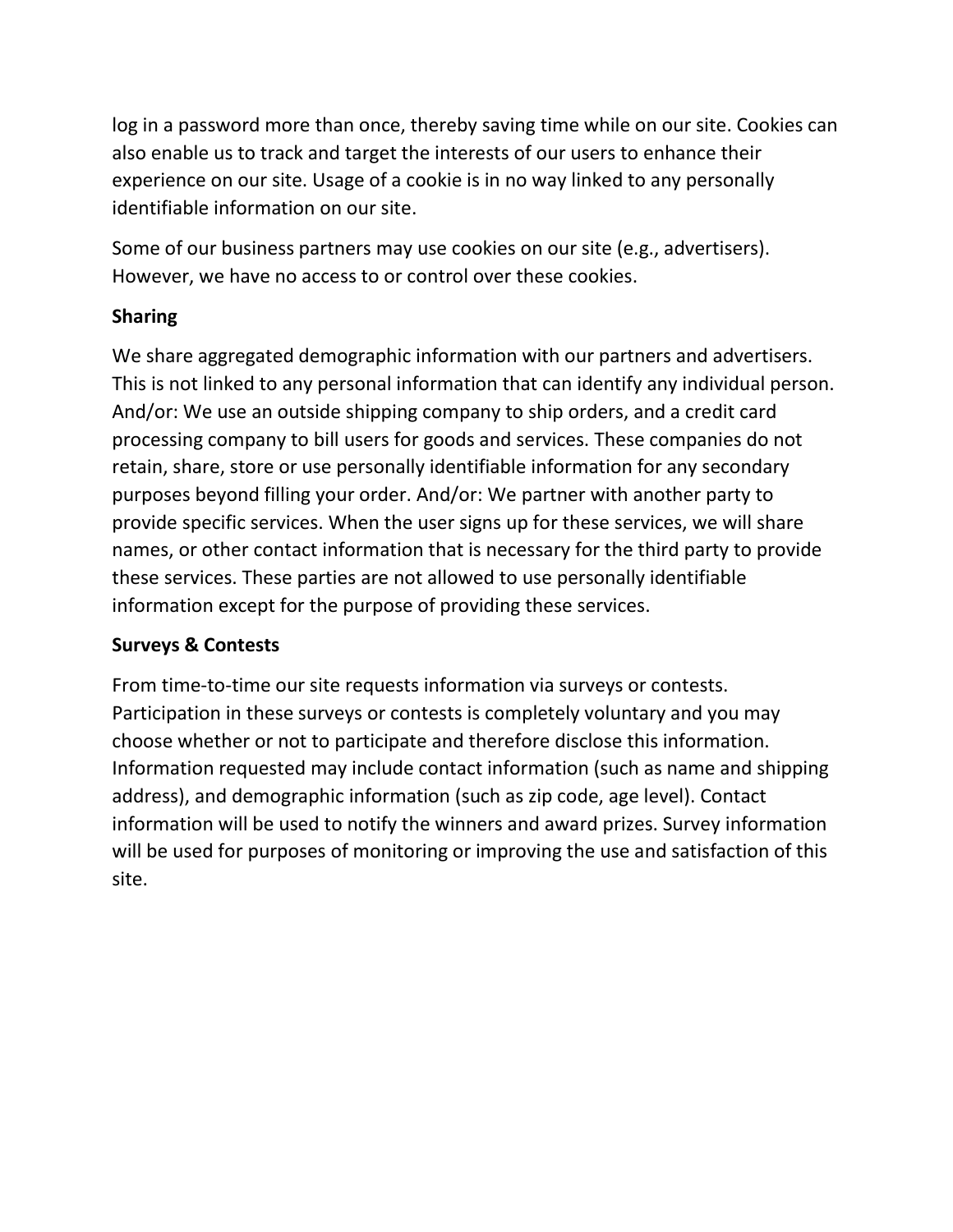log in a password more than once, thereby saving time while on our site. Cookies can also enable us to track and target the interests of our users to enhance their experience on our site. Usage of a cookie is in no way linked to any personally identifiable information on our site.

Some of our business partners may use cookies on our site (e.g., advertisers). However, we have no access to or control over these cookies.

**Sharing**

We share aggregated demographic information with our partners and advertisers. This is not linked to any personal information that can identify any individual person. And/or: We use an outside shipping company to ship orders, and a credit card processing company to bill users for goods and services. These companies do not retain, share, store or use personally identifiable information for any secondary purposes beyond filling your order. And/or: We partner with another party to provide specific services. When the user signs up for these services, we will share names, or other contact information that is necessary for the third party to provide these services. These parties are not allowed to use personally identifiable information except for the purpose of providing these services.

**Surveys & Contests**

From time-to-time our site requests information via surveys or contests. Participation in these surveys or contests is completely voluntary and you may choose whether or not to participate and therefore disclose this information. Information requested may include contact information (such as name and shipping address), and demographic information (such as zip code, age level). Contact information will be used to notify the winners and award prizes. Survey information will be used for purposes of monitoring or improving the use and satisfaction of this site.